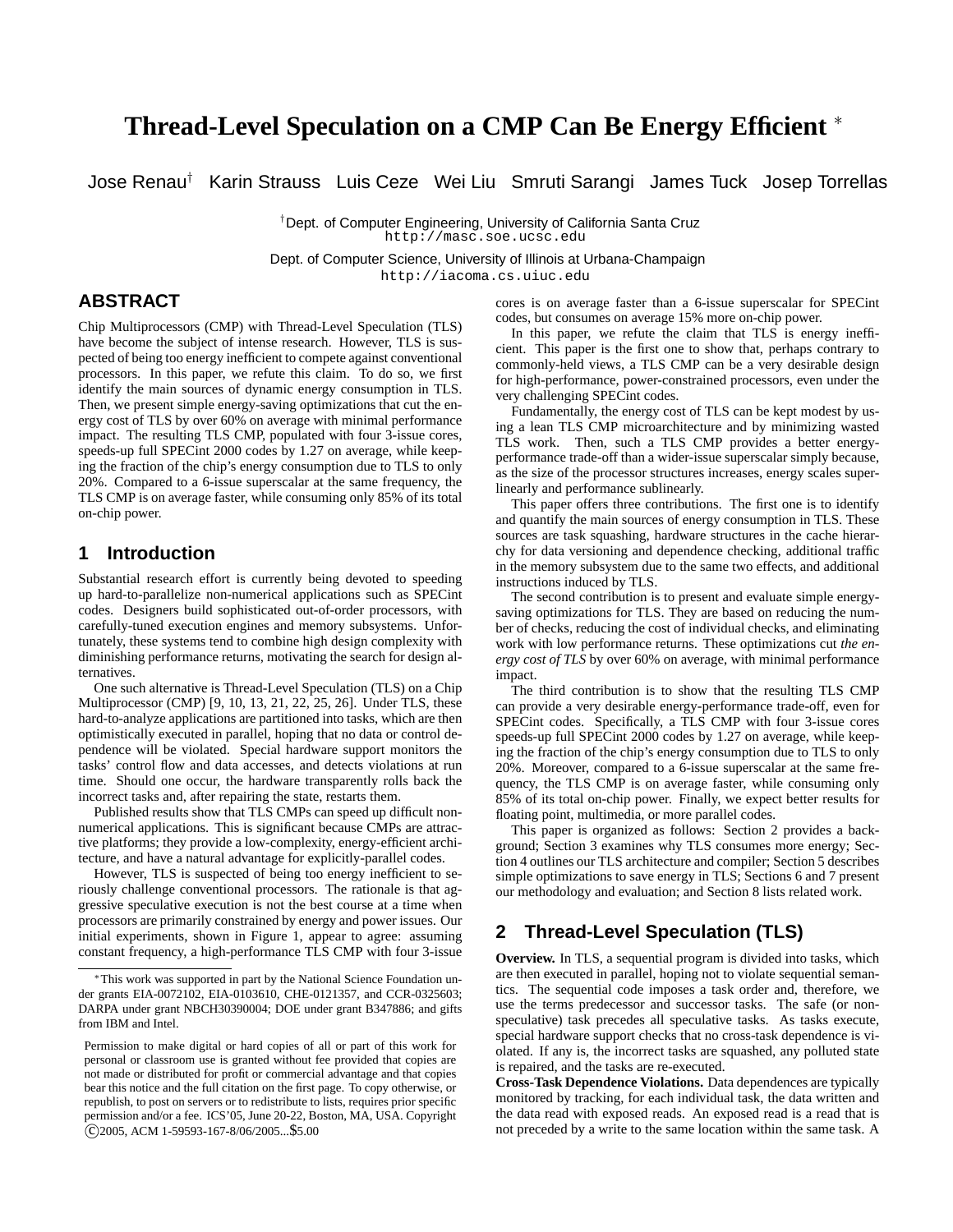# Thread-Level Speculation on a CMP Can Be Energy Efficient *

Jose Renau† Karin Strauss Luis Ceze Wei Liu Smruti Sarangi James Tuck Josep Torrellas

†Dept. of Computer Engineering, University of California Santa Cruz
http://masc.soe.ucsc.edu

Dept. of Computer Science, University of Illinois at Urbana-Champaign
http://iacoma.cs.uiuc.edu

## ABSTRACT

Chip Multiprocessors (CMP) with Thread-Level Speculation (TLS) have become the subject of intense research. However, TLS is suspected of being too energy inefficient to compete against conventional processors. In this paper, we refute this claim. To do so, we first identify the main sources of dynamic energy consumption in TLS. Then, we present simple energy-saving optimizations that cut the energy cost of TLS by over 60% on average with minimal performance impact. The resulting TLS CMP, populated with four 3-issue cores, speeds-up full SPECint 2000 codes by 1.27 on average, while keeping the fraction of the chip's energy consumption due to TLS to only 20%. Compared to a 6-issue superscalar at the same frequency, the TLS CMP is on average faster, while consuming only 85% of its total on-chip power.

## 1 Introduction

Substantial research effort is currently being devoted to speeding up hard-to-parallelize non-numerical applications such as SPECint codes. Designers build sophisticated out-of-order processors, with carefully-tuned execution engines and memory subsystems. Unfortunately, these systems tend to combine high design complexity with diminishing performance returns, motivating the search for design alternatives.

One such alternative is Thread-Level Speculation (TLS) on a Chip Multiprocessor (CMP) [9, 10, 13, 21, 22, 25, 26]. Under TLS, these hard-to-analyze applications are partitioned into tasks, which are then optimistically executed in parallel, hoping that no data or control dependence will be violated. Special hardware support monitors the tasks' control flow and data accesses, and detects violations at run time. Should one occur, the hardware transparently rolls back the incorrect tasks and, after repairing the state, restarts them.

Published results show that TLS CMPs can speed up difficult non-numerical applications. This is significant because CMPs are attractive platforms; they provide a low-complexity, energy-efficient architecture, and have a natural advantage for explicitly-parallel codes.

However, TLS is suspected of being too energy inefficient to seriously challenge conventional processors. The rationale is that aggressive speculative execution is not the best course at a time when processors are primarily constrained by energy and power issues. Our initial experiments, shown in Figure 1, appear to agree: assuming constant frequency, a high-performance TLS CMP with four 3-issue cores is on average faster than a 6-issue superscalar for SPECint codes, but consumes on average 15% more on-chip power.

In this paper, we refute the claim that TLS is energy inefficient. This paper is the first one to show that, perhaps contrary to commonly-held views, a TLS CMP can be a very desirable design for high-performance, power-constrained processors, even under the very challenging SPECint codes.

Fundamentally, the energy cost of TLS can be kept modest by using a lean TLS CMP microarchitecture and by minimizing wasted TLS work. Then, such a TLS CMP provides a better energy-performance trade-off than a wider-issue superscalar simply because, as the size of the processor structures increases, energy scales superlinearly and performance sublinearly.

This paper offers three contributions. The first one is to identify and quantify the main sources of energy consumption in TLS. These sources are task squashing, hardware structures in the cache hierarchy for data versioning and dependence checking, additional traffic in the memory subsystem due to the same two effects, and additional instructions induced by TLS.

The second contribution is to present and evaluate simple energy-saving optimizations for TLS. They are based on reducing the number of checks, reducing the cost of individual checks, and eliminating work with low performance returns. These optimizations cut *the energy cost of TLS* by over 60% on average, with minimal performance impact.

The third contribution is to show that the resulting TLS CMP can provide a very desirable energy-performance trade-off, even for SPECint codes. Specifically, a TLS CMP with four 3-issue cores speeds-up full SPECint 2000 codes by 1.27 on average, while keeping the fraction of the chip's energy consumption due to TLS to only 20%. Moreover, compared to a 6-issue superscalar at the same frequency, the TLS CMP is on average faster, while consuming only 85% of its total on-chip power. Finally, we expect better results for floating point, multimedia, or more parallel codes.

This paper is organized as follows: Section 2 provides a background; Section 3 examines why TLS consumes more energy; Section 4 outlines our TLS architecture and compiler; Section 5 describes simple optimizations to save energy in TLS; Sections 6 and 7 present our methodology and evaluation; and Section 8 lists related work.

## 2 Thread-Level Speculation (TLS)

**Overview.** In TLS, a sequential program is divided into tasks, which are then executed in parallel, hoping not to violate sequential semantics. The sequential code imposes a task order and, therefore, we use the terms predecessor and successor tasks. The safe (or non-speculative) task precedes all speculative tasks. As tasks execute, special hardware support checks that no cross-task dependence is violated. If any is, the incorrect tasks are squashed, any polluted state is repaired, and the tasks are re-executed.

**Cross-Task Dependence Violations.** Data dependences are typically monitored by tracking, for each individual task, the data written and the data read with exposed reads. An exposed read is a read that is not preceded by a write to the same location within the same task. A

---

*This work was supported in part by the National Science Foundation under grants EIA-0072102, EIA-0103610, CHE-0121357, and CCR-0325603; DARPA under grant NBCH30390004; DOE under grant B347886; and gifts from IBM and Intel.

Permission to make digital or hard copies of all or part of this work for personal or classroom use is granted without fee provided that copies are not made or distributed for profit or commercial advantage and that copies bear this notice and the full citation on the first page. To copy otherwise, or republish, to post on servers or to redistribute to lists, requires prior specific permission and/or a fee. ICS'05, June 20-22, Boston, MA, USA. Copyright ©2005, ACM 1-59593-167-8/06/2005...$5.00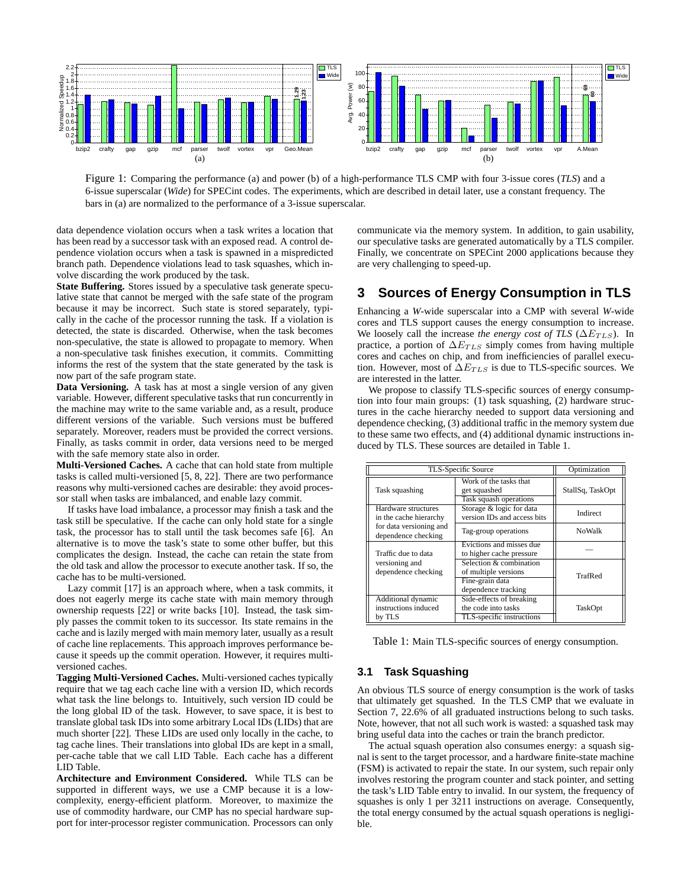Figure 1: Comparing the performance (a) and power (b) of a high-performance TLS CMP with four 3-issue cores (*TLS*) and a 6-issue superscalar (*Wide*) for SPECint codes. The experiments, which are described in detail later, use a constant frequency. The bars in (a) are normalized to the performance of a 3-issue superscalar.

data dependence violation occurs when a task writes a location that has been read by a successor task with an exposed read. A control dependence violation occurs when a task is spawned in a mispredicted branch path. Dependence violations lead to task squashes, which involve discarding the work produced by the task.

**State Buffering.** Stores issued by a speculative task generate speculative state that cannot be merged with the safe state of the program because it may be incorrect. Such state is stored separately, typically in the cache of the processor running the task. If a violation is detected, the state is discarded. Otherwise, when the task becomes non-speculative, the state is allowed to propagate to memory. When a non-speculative task finishes execution, it commits. Committing informs the rest of the system that the state generated by the task is now part of the safe program state.

**Data Versioning.** A task has at most a single version of any given variable. However, different speculative tasks that run concurrently in the machine may write to the same variable and, as a result, produce different versions of the variable. Such versions must be buffered separately. Moreover, readers must be provided the correct versions. Finally, as tasks commit in order, data versions need to be merged with the safe memory state also in order.

**Multi-Versioned Caches.** A cache that can hold state from multiple tasks is called multi-versioned [5, 8, 22]. There are two performance reasons why multi-versioned caches are desirable: they avoid processor stall when tasks are imbalanced, and enable lazy commit.

If tasks have load imbalance, a processor may finish a task and the task still be speculative. If the cache can only hold state for a single task, the processor has to stall until the task becomes safe [6]. An alternative is to move the task's state to some other buffer, but this complicates the design. Instead, the cache can retain the state from the old task and allow the processor to execute another task. If so, the cache has to be multi-versioned.

Lazy commit [17] is an approach where, when a task commits, it does not eagerly merge its cache state with main memory through ownership requests [22] or write backs [10]. Instead, the task simply passes the commit token to its successor. Its state remains in the cache and is lazily merged with main memory later, usually as a result of cache line replacements. This approach improves performance because it speeds up the commit operation. However, it requires multi-versioned caches.

**Tagging Multi-Versioned Caches.** Multi-versioned caches typically require that we tag each cache line with a version ID, which records what task the line belongs to. Intuitively, such version ID could be the long global ID of the task. However, to save space, it is best to translate global task IDs into some arbitrary Local IDs (LIDs) that are much shorter [22]. These LIDs are used only locally in the cache, to tag cache lines. Their translations into global IDs are kept in a small, per-cache table that we call LID Table. Each cache has a different LID Table.

**Architecture and Environment Considered.** While TLS can be supported in different ways, we use a CMP because it is a low-complexity, energy-efficient platform. Moreover, to maximize the use of commodity hardware, our CMP has no special hardware support for inter-processor register communication. Processors can only communicate via the memory system. In addition, to gain usability, our speculative tasks are generated automatically by a TLS compiler. Finally, we concentrate on SPECint 2000 applications because they are very challenging to speed-up.

# 3 Sources of Energy Consumption in TLS

Enhancing a *W*-wide superscalar into a CMP with several *W*-wide cores and TLS support causes the energy consumption to increase. We loosely call the increase *the energy cost of TLS* ($\Delta E_{TLS}$). In practice, a portion of $\Delta E_{TLS}$ simply comes from having multiple cores and caches on chip, and from inefficiencies of parallel execution. However, most of $\Delta E_{TLS}$ is due to TLS-specific sources. We are interested in the latter.

We propose to classify TLS-specific sources of energy consumption into four main groups: (1) task squashing, (2) hardware structures in the cache hierarchy needed to support data versioning and dependence checking, (3) additional traffic in the memory system due to these same two effects, and (4) additional dynamic instructions induced by TLS. These sources are detailed in Table 1.

| TLS-Specific Source | | Optimization |
|---|---|---|
| Task squashing | Work of the tasks that get squashed | StallSq, TaskOpt |
| | Task squash operations | |
| Hardware structures in the cache hierarchy for data versioning and dependence checking | Storage & logic for data version IDs and access bits | Indirect |
| | Tag-group operations | NoWalk |
| Traffic due to data versioning and dependence checking | Evictions and misses due to higher cache pressure | — |
| | Selection & combination of multiple versions | TrafRed |
| | Fine-grain data dependence tracking | |
| Additional dynamic instructions induced by TLS | Side-effects of breaking the code into tasks | TaskOpt |
| | TLS-specific instructions | |

Table 1: Main TLS-specific sources of energy consumption.

## 3.1 Task Squashing

An obvious TLS source of energy consumption is the work of tasks that ultimately get squashed. In the TLS CMP that we evaluate in Section 7, 22.6% of all graduated instructions belong to such tasks. Note, however, that not all such work is wasted: a squashed task may bring useful data into the caches or train the branch predictor.

The actual squash operation also consumes energy: a squash signal is sent to the target processor, and a hardware finite-state machine (FSM) is activated to repair the state. In our system, such repair only involves restoring the program counter and stack pointer, and setting the task's LID Table entry to invalid. In our system, the frequency of squashes is only 1 per 3211 instructions on average. Consequently, the total energy consumed by the actual squash operations is negligible.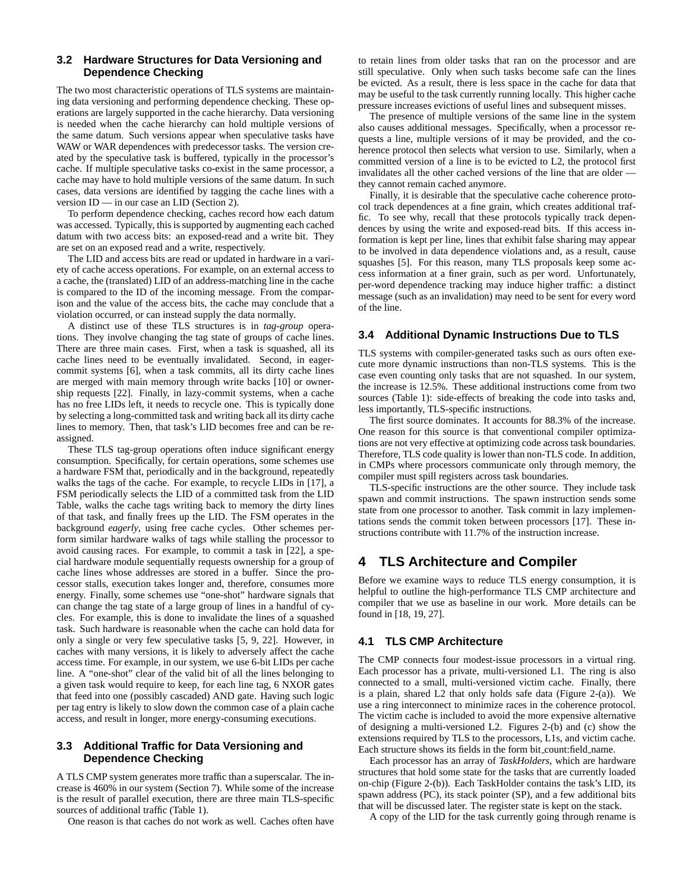### 3.2 Hardware Structures for Data Versioning and Dependence Checking

The two most characteristic operations of TLS systems are maintaining data versioning and performing dependence checking. These operations are largely supported in the cache hierarchy. Data versioning is needed when the cache hierarchy can hold multiple versions of the same datum. Such versions appear when speculative tasks have WAW or WAR dependences with predecessor tasks. The version created by the speculative task is buffered, typically in the processor's cache. If multiple speculative tasks co-exist in the same processor, a cache may have to hold multiple versions of the same datum. In such cases, data versions are identified by tagging the cache lines with a version ID — in our case an LID (Section 2).

To perform dependence checking, caches record how each datum was accessed. Typically, this is supported by augmenting each cached datum with two access bits: an exposed-read and a write bit. They are set on an exposed read and a write, respectively.

The LID and access bits are read or updated in hardware in a variety of cache access operations. For example, on an external access to a cache, the (translated) LID of an address-matching line in the cache is compared to the ID of the incoming message. From the comparison and the value of the access bits, the cache may conclude that a violation occurred, or can instead supply the data normally.

A distinct use of these TLS structures is in *tag-group* operations. They involve changing the tag state of groups of cache lines. There are three main cases. First, when a task is squashed, all its cache lines need to be eventually invalidated. Second, in eager-commit systems [6], when a task commits, all its dirty cache lines are merged with main memory through write backs [10] or ownership requests [22]. Finally, in lazy-commit systems, when a cache has no free LIDs left, it needs to recycle one. This is typically done by selecting a long-committed task and writing back all its dirty cache lines to memory. Then, that task's LID becomes free and can be reassigned.

These TLS tag-group operations often induce significant energy consumption. Specifically, for certain operations, some schemes use a hardware FSM that, periodically and in the background, repeatedly walks the tags of the cache. For example, to recycle LIDs in [17], a FSM periodically selects the LID of a committed task from the LID Table, walks the cache tags writing back to memory the dirty lines of that task, and finally frees up the LID. The FSM operates in the background *eagerly*, using free cache cycles. Other schemes perform similar hardware walks of tags while stalling the processor to avoid causing races. For example, to commit a task in [22], a special hardware module sequentially requests ownership for a group of cache lines whose addresses are stored in a buffer. Since the processor stalls, execution takes longer and, therefore, consumes more energy. Finally, some schemes use "one-shot" hardware signals that can change the tag state of a large group of lines in a handful of cycles. For example, this is done to invalidate the lines of a squashed task. Such hardware is reasonable when the cache can hold data for only a single or very few speculative tasks [5, 9, 22]. However, in caches with many versions, it is likely to adversely affect the cache access time. For example, in our system, we use 6-bit LIDs per cache line. A "one-shot" clear of the valid bit of all the lines belonging to a given task would require to keep, for each line tag, 6 NXOR gates that feed into one (possibly cascaded) AND gate. Having such logic per tag entry is likely to slow down the common case of a plain cache access, and result in longer, more energy-consuming executions.

### 3.3 Additional Traffic for Data Versioning and Dependence Checking

A TLS CMP system generates more traffic than a superscalar. The increase is 460% in our system (Section 7). While some of the increase is the result of parallel execution, there are three main TLS-specific sources of additional traffic (Table 1).

One reason is that caches do not work as well. Caches often have to retain lines from older tasks that ran on the processor and are still speculative. Only when such tasks become safe can the lines be evicted. As a result, there is less space in the cache for data that may be useful to the task currently running locally. This higher cache pressure increases evictions of useful lines and subsequent misses.

The presence of multiple versions of the same line in the system also causes additional messages. Specifically, when a processor requests a line, multiple versions of it may be provided, and the coherence protocol then selects what version to use. Similarly, when a committed version of a line is to be evicted to L2, the protocol first invalidates all the other cached versions of the line that are older — they cannot remain cached anymore.

Finally, it is desirable that the speculative cache coherence protocol track dependences at a fine grain, which creates additional traffic. To see why, recall that these protocols typically track dependences by using the write and exposed-read bits. If this access information is kept per line, lines that exhibit false sharing may appear to be involved in data dependence violations and, as a result, cause squashes [5]. For this reason, many TLS proposals keep some access information at a finer grain, such as per word. Unfortunately, per-word dependence tracking may induce higher traffic: a distinct message (such as an invalidation) may need to be sent for every word of the line.

### 3.4 Additional Dynamic Instructions Due to TLS

TLS systems with compiler-generated tasks such as ours often execute more dynamic instructions than non-TLS systems. This is the case even counting only tasks that are not squashed. In our system, the increase is 12.5%. These additional instructions come from two sources (Table 1): side-effects of breaking the code into tasks and, less importantly, TLS-specific instructions.

The first source dominates. It accounts for 88.3% of the increase. One reason for this source is that conventional compiler optimizations are not very effective at optimizing code across task boundaries. Therefore, TLS code quality is lower than non-TLS code. In addition, in CMPs where processors communicate only through memory, the compiler must spill registers across task boundaries.

TLS-specific instructions are the other source. They include task spawn and commit instructions. The spawn instruction sends some state from one processor to another. Task commit in lazy implementations sends the commit token between processors [17]. These instructions contribute with 11.7% of the instruction increase.

## 4 TLS Architecture and Compiler

Before we examine ways to reduce TLS energy consumption, it is helpful to outline the high-performance TLS CMP architecture and compiler that we use as baseline in our work. More details can be found in [18, 19, 27].

### 4.1 TLS CMP Architecture

The CMP connects four modest-issue processors in a virtual ring. Each processor has a private, multi-versioned L1. The ring is also connected to a small, multi-versioned victim cache. Finally, there is a plain, shared L2 that only holds safe data (Figure 2-(a)). We use a ring interconnect to minimize races in the coherence protocol. The victim cache is included to avoid the more expensive alternative of designing a multi-versioned L2. Figures 2-(b) and (c) show the extensions required by TLS to the processors, L1s, and victim cache. Each structure shows its fields in the form bit_count:field_name.

Each processor has an array of *TaskHolders*, which are hardware structures that hold some state for the tasks that are currently loaded on-chip (Figure 2-(b)). Each TaskHolder contains the task's LID, its spawn address (PC), its stack pointer (SP), and a few additional bits that will be discussed later. The register state is kept on the stack.

A copy of the LID for the task currently going through rename is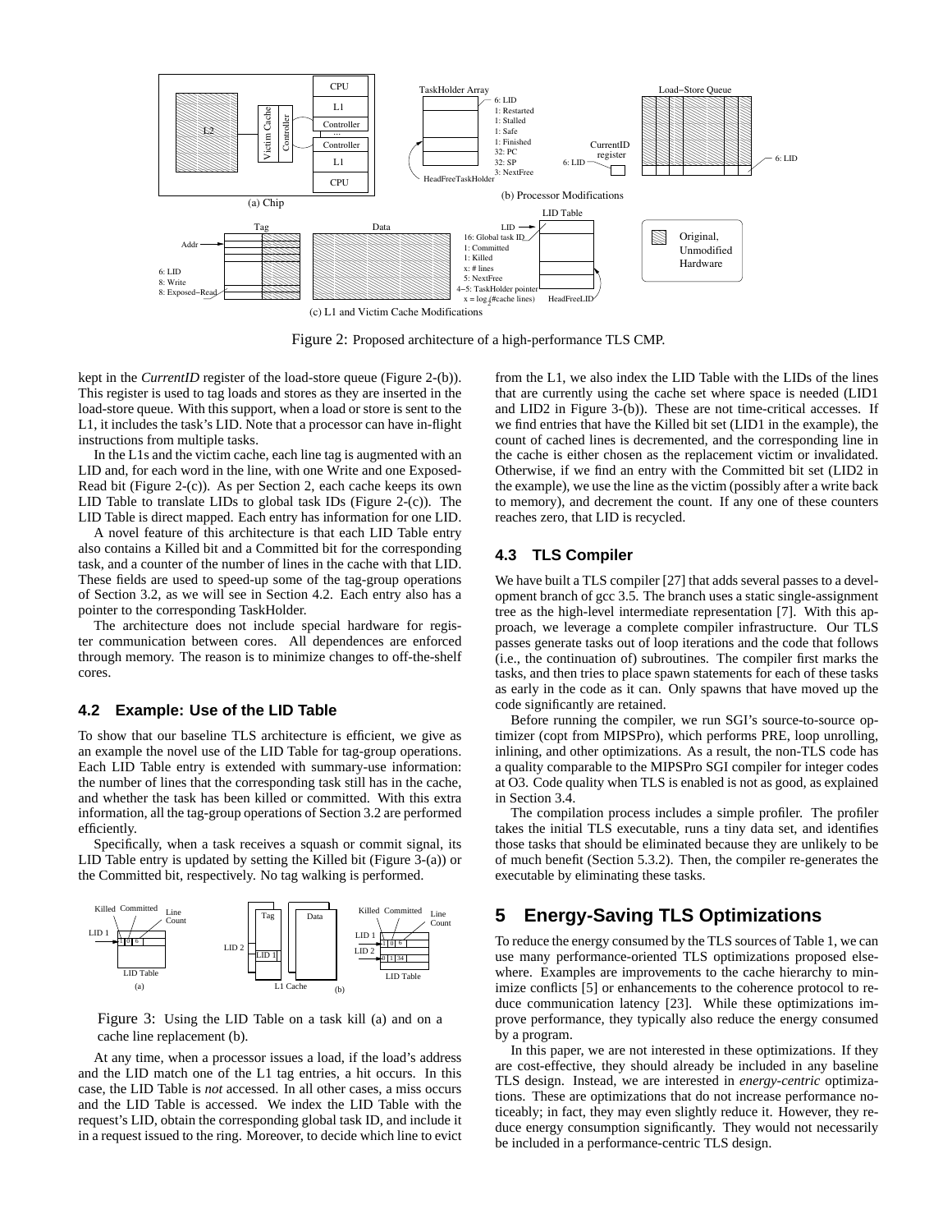Figure 2: Proposed architecture of a high-performance TLS CMP.

kept in the *CurrentID* register of the load-store queue (Figure 2-(b)). This register is used to tag loads and stores as they are inserted in the load-store queue. With this support, when a load or store is sent to the L1, it includes the task's LID. Note that a processor can have in-flight instructions from multiple tasks.

In the L1s and the victim cache, each line tag is augmented with an LID and, for each word in the line, with one Write and one Exposed-Read bit (Figure 2-(c)). As per Section 2, each cache keeps its own LID Table to translate LIDs to global task IDs (Figure 2-(c)). The LID Table is direct mapped. Each entry has information for one LID.

A novel feature of this architecture is that each LID Table entry also contains a Killed bit and a Committed bit for the corresponding task, and a counter of the number of lines in the cache with that LID. These fields are used to speed-up some of the tag-group operations of Section 3.2, as we will see in Section 4.2. Each entry also has a pointer to the corresponding TaskHolder.

The architecture does not include special hardware for register communication between cores. All dependences are enforced through memory. The reason is to minimize changes to off-the-shelf cores.

### 4.2 Example: Use of the LID Table

To show that our baseline TLS architecture is efficient, we give as an example the novel use of the LID Table for tag-group operations. Each LID Table entry is extended with summary-use information: the number of lines that the corresponding task still has in the cache, and whether the task has been killed or committed. With this extra information, all the tag-group operations of Section 3.2 are performed efficiently.

Specifically, when a task receives a squash or commit signal, its LID Table entry is updated by setting the Killed bit (Figure 3-(a)) or the Committed bit, respectively. No tag walking is performed.

Figure 3: Using the LID Table on a task kill (a) and on a cache line replacement (b).

At any time, when a processor issues a load, if the load's address and the LID match one of the L1 tag entries, a hit occurs. In this case, the LID Table is *not* accessed. In all other cases, a miss occurs and the LID Table is accessed. We index the LID Table with the request's LID, obtain the corresponding global task ID, and include it in a request issued to the ring. Moreover, to decide which line to evict from the L1, we also index the LID Table with the LIDs of the lines that are currently using the cache set where space is needed (LID1 and LID2 in Figure 3-(b)). These are not time-critical accesses. If we find entries that have the Killed bit set (LID1 in the example), the count of cached lines is decremented, and the corresponding line in the cache is either chosen as the replacement victim or invalidated. Otherwise, if we find an entry with the Committed bit set (LID2 in the example), we use the line as the victim (possibly after a write back to memory), and decrement the count. If any one of these counters reaches zero, that LID is recycled.

### 4.3 TLS Compiler

We have built a TLS compiler [27] that adds several passes to a development branch of gcc 3.5. The branch uses a static single-assignment tree as the high-level intermediate representation [7]. With this approach, we leverage a complete compiler infrastructure. Our TLS passes generate tasks out of loop iterations and the code that follows (i.e., the continuation of) subroutines. The compiler first marks the tasks, and then tries to place spawn statements for each of these tasks as early in the code as it can. Only spawns that have moved up the code significantly are retained.

Before running the compiler, we run SGI's source-to-source optimizer (copt from MIPSPro), which performs PRE, loop unrolling, inlining, and other optimizations. As a result, the non-TLS code has a quality comparable to the MIPSPro SGI compiler for integer codes at O3. Code quality when TLS is enabled is not as good, as explained in Section 3.4.

The compilation process includes a simple profiler. The profiler takes the initial TLS executable, runs a tiny data set, and identifies those tasks that should be eliminated because they are unlikely to be of much benefit (Section 5.3.2). Then, the compiler re-generates the executable by eliminating these tasks.

## 5 Energy-Saving TLS Optimizations

To reduce the energy consumed by the TLS sources of Table 1, we can use many performance-oriented TLS optimizations proposed elsewhere. Examples are improvements to the cache hierarchy to minimize conflicts [5] or enhancements to the coherence protocol to reduce communication latency [23]. While these optimizations improve performance, they typically also reduce the energy consumed by a program.

In this paper, we are not interested in these optimizations. If they are cost-effective, they should already be included in any baseline TLS design. Instead, we are interested in *energy-centric* optimizations. These are optimizations that do not increase performance noticeably; in fact, they may even slightly reduce it. However, they reduce energy consumption significantly. They would not necessarily be included in a performance-centric TLS design.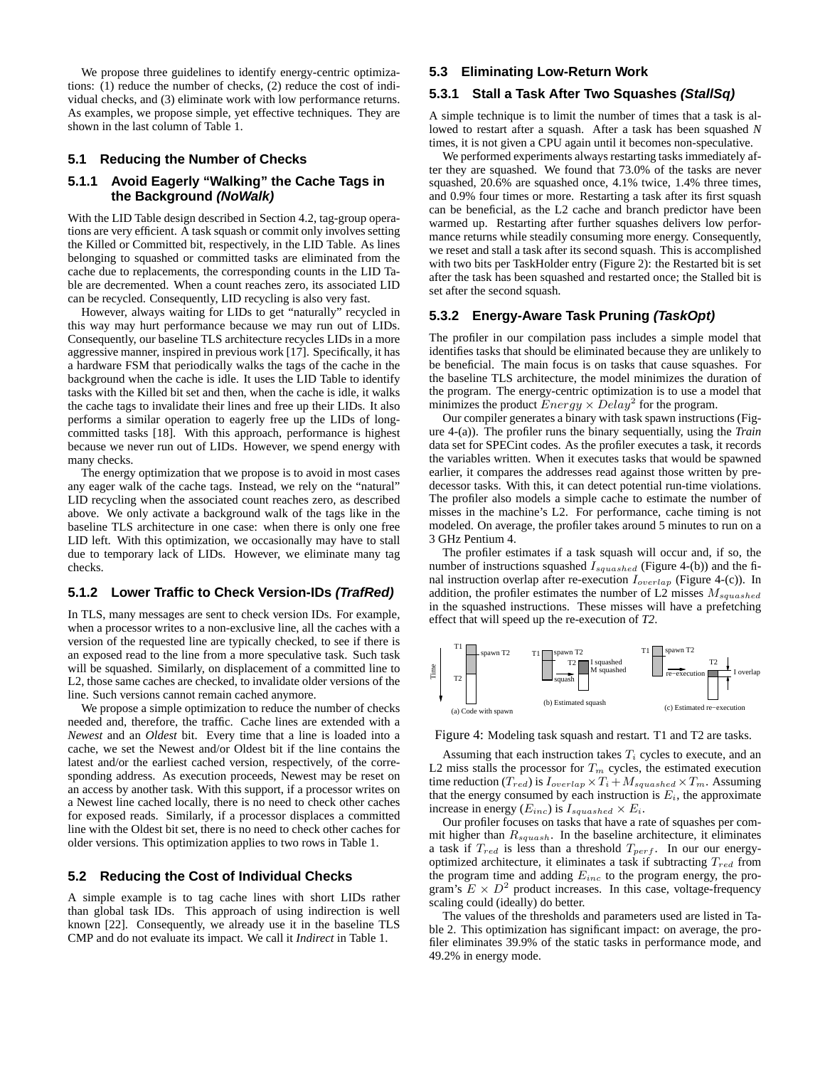We propose three guidelines to identify energy-centric optimizations: (1) reduce the number of checks, (2) reduce the cost of individual checks, and (3) eliminate work with low performance returns. As examples, we propose simple, yet effective techniques. They are shown in the last column of Table 1.

## 5.1 Reducing the Number of Checks

### 5.1.1 Avoid Eagerly "Walking" the Cache Tags in the Background *(NoWalk)*

With the LID Table design described in Section 4.2, tag-group operations are very efficient. A task squash or commit only involves setting the Killed or Committed bit, respectively, in the LID Table. As lines belonging to squashed or committed tasks are eliminated from the cache due to replacements, the corresponding counts in the LID Table are decremented. When a count reaches zero, its associated LID can be recycled. Consequently, LID recycling is also very fast.

However, always waiting for LIDs to get "naturally" recycled in this way may hurt performance because we may run out of LIDs. Consequently, our baseline TLS architecture recycles LIDs in a more aggressive manner, inspired in previous work [17]. Specifically, it has a hardware FSM that periodically walks the tags of the cache in the background when the cache is idle. It uses the LID Table to identify tasks with the Killed bit set and then, when the cache is idle, it walks the cache tags to invalidate their lines and free up their LIDs. It also performs a similar operation to eagerly free up the LIDs of long-committed tasks [18]. With this approach, performance is highest because we never run out of LIDs. However, we spend energy with many checks.

The energy optimization that we propose is to avoid in most cases any eager walk of the cache tags. Instead, we rely on the "natural" LID recycling when the associated count reaches zero, as described above. We only activate a background walk of the tags like in the baseline TLS architecture in one case: when there is only one free LID left. With this optimization, we occasionally may have to stall due to temporary lack of LIDs. However, we eliminate many tag checks.

### 5.1.2 Lower Traffic to Check Version-IDs *(TrafRed)*

In TLS, many messages are sent to check version IDs. For example, when a processor writes to a non-exclusive line, all the caches with a version of the requested line are typically checked, to see if there is an exposed read to the line from a more speculative task. Such task will be squashed. Similarly, on displacement of a committed line to L2, those same caches are checked, to invalidate older versions of the line. Such versions cannot remain cached anymore.

We propose a simple optimization to reduce the number of checks needed and, therefore, the traffic. Cache lines are extended with a *Newest* and an *Oldest* bit. Every time that a line is loaded into a cache, we set the Newest and/or Oldest bit if the line contains the latest and/or the earliest cached version, respectively, of the corresponding address. As execution proceeds, Newest may be reset on an access by another task. With this support, if a processor writes on a Newest line cached locally, there is no need to check other caches for exposed reads. Similarly, if a processor displaces a committed line with the Oldest bit set, there is no need to check other caches for older versions. This optimization applies to two rows in Table 1.

## 5.2 Reducing the Cost of Individual Checks

A simple example is to tag cache lines with short LIDs rather than global task IDs. This approach of using indirection is well known [22]. Consequently, we already use it in the baseline TLS CMP and do not evaluate its impact. We call it *Indirect* in Table 1.

## 5.3 Eliminating Low-Return Work

### 5.3.1 Stall a Task After Two Squashes *(StallSq)*

A simple technique is to limit the number of times that a task is allowed to restart after a squash. After a task has been squashed *N* times, it is not given a CPU again until it becomes non-speculative.

We performed experiments always restarting tasks immediately after they are squashed. We found that 73.0% of the tasks are never squashed, 20.6% are squashed once, 4.1% twice, 1.4% three times, and 0.9% four times or more. Restarting a task after its first squash can be beneficial, as the L2 cache and branch predictor have been warmed up. Restarting after further squashes delivers low performance returns while steadily consuming more energy. Consequently, we reset and stall a task after its second squash. This is accomplished with two bits per TaskHolder entry (Figure 2): the Restarted bit is set after the task has been squashed and restarted once; the Stalled bit is set after the second squash.

### 5.3.2 Energy-Aware Task Pruning *(TaskOpt)*

The profiler in our compilation pass includes a simple model that identifies tasks that should be eliminated because they are unlikely to be beneficial. The main focus is on tasks that cause squashes. For the baseline TLS architecture, the model minimizes the duration of the program. The energy-centric optimization is to use a model that minimizes the product $Energy \times Delay^2$ for the program.

Our compiler generates a binary with task spawn instructions (Figure 4-(a)). The profiler runs the binary sequentially, using the *Train* data set for SPECint codes. As the profiler executes a task, it records the variables written. When it executes tasks that would be spawned earlier, it compares the addresses read against those written by predecessor tasks. With this, it can detect potential run-time violations. The profiler also models a simple cache to estimate the number of misses in the machine's L2. For performance, cache timing is not modeled. On average, the profiler takes around 5 minutes to run on a 3 GHz Pentium 4.

The profiler estimates if a task squash will occur and, if so, the number of instructions squashed $I_{squashed}$ (Figure 4-(b)) and the final instruction overlap after re-execution $I_{overlap}$ (Figure 4-(c)). In addition, the profiler estimates the number of L2 misses $M_{squashed}$ in the squashed instructions. These misses will have a prefetching effect that will speed up the re-execution of *T2*.

Figure 4: Modeling task squash and restart. T1 and T2 are tasks.

Assuming that each instruction takes $T_i$ cycles to execute, and an L2 miss stalls the processor for $T_m$ cycles, the estimated execution time reduction ($T_{red}$) is $I_{overlap} \times T_i + M_{squashed} \times T_m$. Assuming that the energy consumed by each instruction is $E_i$, the approximate increase in energy ($E_{inc}$) is $I_{squashed} \times E_i$.

Our profiler focuses on tasks that have a rate of squashes per commit higher than $R_{squash}$. In the baseline architecture, it eliminates a task if $T_{red}$ is less than a threshold $T_{perf}$. In our our energy-optimized architecture, it eliminates a task if subtracting $T_{red}$ from the program time and adding $E_{inc}$ to the program energy, the program's $E \times D^2$ product increases. In this case, voltage-frequency scaling could (ideally) do better.

The values of the thresholds and parameters used are listed in Table 2. This optimization has significant impact: on average, the profiler eliminates 39.9% of the static tasks in performance mode, and 49.2% in energy mode.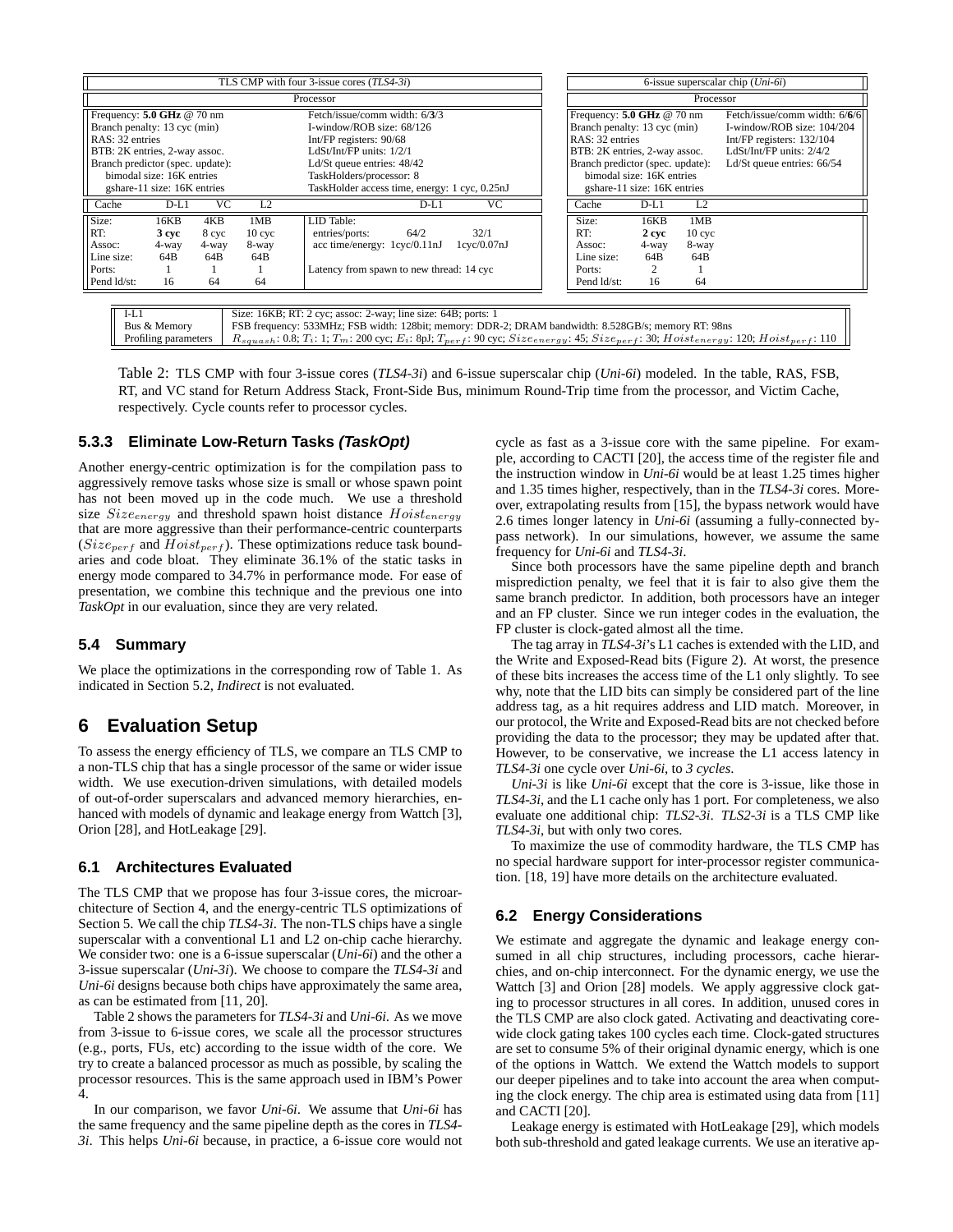| TLS CMP with four 3-issue cores (*TLS4-3i*) | | | | | | |
|---|---|---|---|---|---|---|
| Processor | | | | | | |
| Frequency: **5.0 GHz** @ 70 nm | | | | Fetch/issue/comm width: 6/**3**/3 | | |
| Branch penalty: 13 cyc (min) | | | | I-window/ROB size: 68/126 | | |
| RAS: 32 entries | | | | Int/FP registers: 90/68 | | |
| BTB: 2K entries, 2-way assoc. | | | | LdSt/Int/FP units: 1/2/1 | | |
| Branch predictor (spec. update): | | | | Ld/St queue entries: 48/42 | | |
| bimodal size: 16K entries | | | | TaskHolders/processor: 8 | | |
| gshare-11 size: 16K entries | | | | TaskHolder access time, energy: 1 cyc, 0.25nJ | | |
| Cache | D-L1 | VC | L2 | | D-L1 | VC |
| Size: | 16KB | 4KB | 1MB | LID Table: | | |
| RT: | **3 cyc** | 8 cyc | 10 cyc | entries/ports: | 64/2 | 32/1 |
| Assoc: | 4-way | 4-way | 8-way | acc time/energy: | 1cyc/0.11nJ | 1cyc/0.07nJ |
| Line size: | 64B | 64B | 64B | | | |
| Ports: | 1 | 1 | 1 | Latency from spawn to new thread: 14 cyc | | |
| Pend ld/st: | 16 | 64 | 64 | | | |

| 6-issue superscalar chip (*Uni-6i*) | | | |
|---|---|---|---|
| Processor | | | |
| Frequency: **5.0 GHz** @ 70 nm | | | Fetch/issue/comm width: 6/**6**/6 |
| Branch penalty: 13 cyc (min) | | | I-window/ROB size: 104/204 |
| RAS: 32 entries | | | Int/FP registers: 132/104 |
| BTB: 2K entries, 2-way assoc. | | | LdSt/Int/FP units: 2/4/2 |
| Branch predictor (spec. update): | | | Ld/St queue entries: 66/54 |
| bimodal size: 16K entries | | | |
| gshare-11 size: 16K entries | | | |
| Cache | D-L1 | L2 | |
| Size: | 16KB | 1MB | |
| RT: | **2 cyc** | 10 cyc | |
| Assoc: | 4-way | 8-way | |
| Line size: | 64B | 64B | |
| Ports: | 2 | 1 | |
| Pend ld/st: | 16 | 64 | |

| | |
|---|---|
| I-L1 | Size: 16KB; RT: 2 cyc; assoc: 2-way; line size: 64B; ports: 1 |
| Bus & Memory | FSB frequency: 533MHz; FSB width: 128bit; memory: DDR-2; DRAM bandwidth: 8.528GB/s; memory RT: 98ns |
| Profiling parameters | $R_{squash}$: 0.8; $T_i$: 1; $T_m$: 200 cyc; $E_i$: 8pJ; $T_{perf}$: 90 cyc; $Size_{energy}$: 45; $Size_{perf}$: 30; $Hoist_{energy}$: 120; $Hoist_{perf}$: 110 |

Table 2: TLS CMP with four 3-issue cores (*TLS4-3i*) and 6-issue superscalar chip (*Uni-6i*) modeled. In the table, RAS, FSB, RT, and VC stand for Return Address Stack, Front-Side Bus, minimum Round-Trip time from the processor, and Victim Cache, respectively. Cycle counts refer to processor cycles.

### 5.3.3 Eliminate Low-Return Tasks *(TaskOpt)*

Another energy-centric optimization is for the compilation pass to aggressively remove tasks whose size is small or whose spawn point has not been moved up in the code much. We use a threshold size $Size_{energy}$ and threshold spawn hoist distance $Hoist_{energy}$ that are more aggressive than their performance-centric counterparts ($Size_{perf}$ and $Hoist_{perf}$). These optimizations reduce task boundaries and code bloat. They eliminate 36.1% of the static tasks in energy mode compared to 34.7% in performance mode. For ease of presentation, we combine this technique and the previous one into *TaskOpt* in our evaluation, since they are very related.

## 5.4 Summary

We place the optimizations in the corresponding row of Table 1. As indicated in Section 5.2, *Indirect* is not evaluated.

# 6 Evaluation Setup

To assess the energy efficiency of TLS, we compare an TLS CMP to a non-TLS chip that has a single processor of the same or wider issue width. We use execution-driven simulations, with detailed models of out-of-order superscalars and advanced memory hierarchies, enhanced with models of dynamic and leakage energy from Wattch [3], Orion [28], and HotLeakage [29].

## 6.1 Architectures Evaluated

The TLS CMP that we propose has four 3-issue cores, the microarchitecture of Section 4, and the energy-centric TLS optimizations of Section 5. We call the chip *TLS4-3i*. The non-TLS chips have a single superscalar with a conventional L1 and L2 on-chip cache hierarchy. We consider two: one is a 6-issue superscalar (*Uni-6i*) and the other a 3-issue superscalar (*Uni-3i*). We choose to compare the *TLS4-3i* and *Uni-6i* designs because both chips have approximately the same area, as can be estimated from [11, 20].

Table 2 shows the parameters for *TLS4-3i* and *Uni-6i*. As we move from 3-issue to 6-issue cores, we scale all the processor structures (e.g., ports, FUs, etc) according to the issue width of the core. We try to create a balanced processor as much as possible, by scaling the processor resources. This is the same approach used in IBM's Power 4.

In our comparison, we favor *Uni-6i*. We assume that *Uni-6i* has the same frequency and the same pipeline depth as the cores in *TLS4-3i*. This helps *Uni-6i* because, in practice, a 6-issue core would not cycle as fast as a 3-issue core with the same pipeline. For example, according to CACTI [20], the access time of the register file and the instruction window in *Uni-6i* would be at least 1.25 times higher and 1.35 times higher, respectively, than in the *TLS4-3i* cores. Moreover, extrapolating results from [15], the bypass network would have 2.6 times longer latency in *Uni-6i* (assuming a fully-connected bypass network). In our simulations, however, we assume the same frequency for *Uni-6i* and *TLS4-3i*.

Since both processors have the same pipeline depth and branch misprediction penalty, we feel that it is fair to also give them the same branch predictor. In addition, both processors have an integer and an FP cluster. Since we run integer codes in the evaluation, the FP cluster is clock-gated almost all the time.

The tag array in *TLS4-3i*'s L1 caches is extended with the LID, and the Write and Exposed-Read bits (Figure 2). At worst, the presence of these bits increases the access time of the L1 only slightly. To see why, note that the LID bits can simply be considered part of the line address tag, as a hit requires address and LID match. Moreover, in our protocol, the Write and Exposed-Read bits are not checked before providing the data to the processor; they may be updated after that. However, to be conservative, we increase the L1 access latency in *TLS4-3i* one cycle over *Uni-6i*, to *3 cycles*.

*Uni-3i* is like *Uni-6i* except that the core is 3-issue, like those in *TLS4-3i*, and the L1 cache only has 1 port. For completeness, we also evaluate one additional chip: *TLS2-3i*. *TLS2-3i* is a TLS CMP like *TLS4-3i*, but with only two cores.

To maximize the use of commodity hardware, the TLS CMP has no special hardware support for inter-processor register communication. [18, 19] have more details on the architecture evaluated.

## 6.2 Energy Considerations

We estimate and aggregate the dynamic and leakage energy consumed in all chip structures, including processors, cache hierarchies, and on-chip interconnect. For the dynamic energy, we use the Wattch [3] and Orion [28] models. We apply aggressive clock gating to processor structures in all cores. In addition, unused cores in the TLS CMP are also clock gated. Activating and deactivating core-wide clock gating takes 100 cycles each time. Clock-gated structures are set to consume 5% of their original dynamic energy, which is one of the options in Wattch. We extend the Wattch models to support our deeper pipelines and to take into account the area when computing the clock energy. The chip area is estimated using data from [11] and CACTI [20].

Leakage energy is estimated with HotLeakage [29], which models both sub-threshold and gated leakage currents. We use an iterative ap-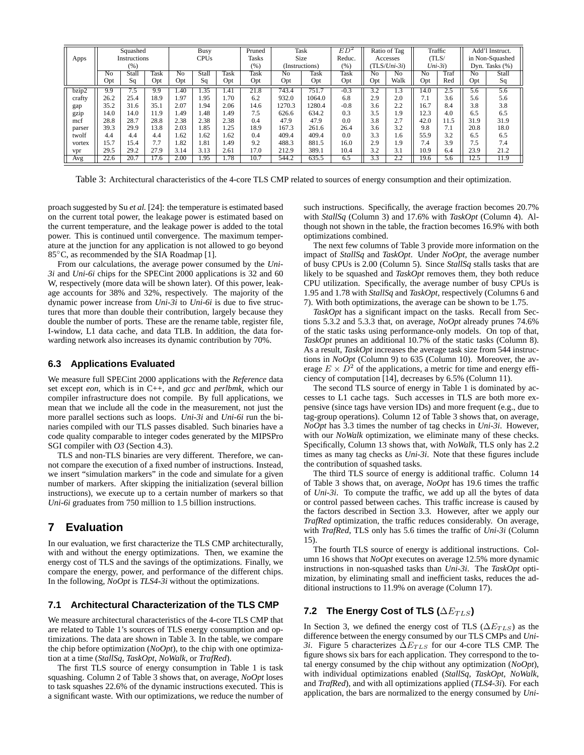| Apps | Squashed Instructions (%) | | | Busy CPUs | | | Pruned Tasks (%) | Task Size (Instructions) | | $ED^2$ Reduc. (%) | Ratio of Tag Accesses (TLS/*Uni-3i*) | | Traffic (TLS/ *Uni-3i*) | | Add'l Instruct. in Non-Squashed Dyn. Tasks (%) | |
|---|---|---|---|---|---|---|---|---|---|---|---|---|---|---|---|---|
| | No Opt | Stall Sq | Task Opt | No Opt | Stall Sq | Task Opt | Task Opt | No Opt | Task Opt | Task Opt | No Opt | No Walk | No Opt | Traf Red | No Opt | Stall Sq |
| bzip2 | 9.9 | 7.5 | 9.9 | 1.40 | 1.35 | 1.41 | 21.8 | 743.4 | 751.7 | -0.3 | 3.2 | 1.3 | 14.0 | 2.5 | 5.6 | 5.6 |
| crafty | 26.2 | 25.4 | 18.9 | 1.97 | 1.95 | 1.70 | 6.2 | 932.0 | 1064.0 | 6.8 | 2.9 | 2.0 | 7.1 | 3.6 | 5.6 | 5.6 |
| gap | 35.2 | 31.6 | 35.1 | 2.07 | 1.94 | 2.06 | 14.6 | 1270.3 | 1280.4 | -0.8 | 3.6 | 2.2 | 16.7 | 8.4 | 3.8 | 3.8 |
| gzip | 14.0 | 14.0 | 11.9 | 1.49 | 1.48 | 1.49 | 7.5 | 626.6 | 634.2 | 0.3 | 3.5 | 1.9 | 12.3 | 4.0 | 6.5 | 6.5 |
| mcf | 28.8 | 28.7 | 28.8 | 2.38 | 2.38 | 2.38 | 0.4 | 47.9 | 47.9 | 0.0 | 3.8 | 2.7 | 42.0 | 11.5 | 31.9 | 31.9 |
| parser | 39.3 | 29.9 | 13.8 | 2.03 | 1.85 | 1.25 | 18.9 | 167.3 | 261.6 | 26.4 | 3.6 | 3.2 | 9.8 | 7.1 | 20.8 | 18.0 |
| twolf | 4.4 | 4.4 | 4.4 | 1.62 | 1.62 | 1.62 | 0.4 | 409.4 | 409.4 | 0.0 | 3.3 | 1.6 | 55.9 | 3.2 | 6.5 | 6.5 |
| vortex | 15.7 | 15.4 | 7.7 | 1.82 | 1.81 | 1.49 | 9.2 | 488.3 | 881.5 | 16.0 | 2.9 | 1.9 | 7.4 | 3.9 | 7.5 | 7.4 |
| vpr | 29.5 | 29.2 | 27.9 | 3.14 | 3.13 | 2.61 | 17.0 | 212.9 | 389.1 | 10.4 | 3.2 | 3.1 | 10.9 | 6.4 | 23.9 | 21.2 |
| Avg | 22.6 | 20.7 | 17.6 | 2.00 | 1.95 | 1.78 | 10.7 | 544.2 | 635.5 | 6.5 | 3.3 | 2.2 | 19.6 | 5.6 | 12.5 | 11.9 |

Table 3: Architectural characteristics of the 4-core TLS CMP related to sources of energy consumption and their optimization.

proach suggested by Su *et al.* [24]: the temperature is estimated based on the current total power, the leakage power is estimated based on the current temperature, and the leakage power is added to the total power. This is continued until convergence. The maximum temperature at the junction for any application is not allowed to go beyond 85°C, as recommended by the SIA Roadmap [1].

From our calculations, the average power consumed by the *Uni-3i* and *Uni-6i* chips for the SPECint 2000 applications is 32 and 60 W, respectively (more data will be shown later). Of this power, leakage accounts for 38% and 32%, respectively. The majority of the dynamic power increase from *Uni-3i* to *Uni-6i* is due to five structures that more than double their contribution, largely because they double the number of ports. These are the rename table, register file, I-window, L1 data cache, and data TLB. In addition, the data forwarding network also increases its dynamic contribution by 70%.

### 6.3 Applications Evaluated

We measure full SPECint 2000 applications with the *Reference* data set except *eon*, which is in C++, and *gcc* and *perlbmk*, which our compiler infrastructure does not compile. By full applications, we mean that we include all the code in the measurement, not just the more parallel sections such as loops. *Uni-3i* and *Uni-6i* run the binaries compiled with our TLS passes disabled. Such binaries have a code quality comparable to integer codes generated by the MIPSPro SGI compiler with *O3* (Section 4.3).

TLS and non-TLS binaries are very different. Therefore, we cannot compare the execution of a fixed number of instructions. Instead, we insert "simulation markers" in the code and simulate for a given number of markers. After skipping the initialization (several billion instructions), we execute up to a certain number of markers so that *Uni-6i* graduates from 750 million to 1.5 billion instructions.

## 7 Evaluation

In our evaluation, we first characterize the TLS CMP architecturally, with and without the energy optimizations. Then, we examine the energy cost of TLS and the savings of the optimizations. Finally, we compare the energy, power, and performance of the different chips. In the following, *NoOpt* is *TLS4-3i* without the optimizations.

### 7.1 Architectural Characterization of the TLS CMP

We measure architectural characteristics of the 4-core TLS CMP that are related to Table 1's sources of TLS energy consumption and optimizations. The data are shown in Table 3. In the table, we compare the chip before optimization (*NoOpt*), to the chip with one optimization at a time (*StallSq*, *TaskOpt*, *NoWalk*, or *TrafRed*).

The first TLS source of energy consumption in Table 1 is task squashing. Column 2 of Table 3 shows that, on average, *NoOpt* loses to task squashes 22.6% of the dynamic instructions executed. This is a significant waste. With our optimizations, we reduce the number of such instructions. Specifically, the average fraction becomes 20.7% with *StallSq* (Column 3) and 17.6% with *TaskOpt* (Column 4). Although not shown in the table, the fraction becomes 16.9% with both optimizations combined.

The next few columns of Table 3 provide more information on the impact of *StallSq* and *TaskOpt*. Under *NoOpt*, the average number of busy CPUs is 2.00 (Column 5). Since *StallSq* stalls tasks that are likely to be squashed and *TaskOpt* removes them, they both reduce CPU utilization. Specifically, the average number of busy CPUs is 1.95 and 1.78 with *StallSq* and *TaskOpt*, respectively (Columns 6 and 7). With both optimizations, the average can be shown to be 1.75.

*TaskOpt* has a significant impact on the tasks. Recall from Sections 5.3.2 and 5.3.3 that, on average, *NoOpt* already prunes 74.6% of the static tasks using performance-only models. On top of that, *TaskOpt* prunes an additional 10.7% of the static tasks (Column 8). As a result, *TaskOpt* increases the average task size from 544 instructions in *NoOpt* (Column 9) to 635 (Column 10). Moreover, the average $E \times D^2$ of the applications, a metric for time and energy efficiency of computation [14], decreases by 6.5% (Column 11).

The second TLS source of energy in Table 1 is dominated by accesses to L1 cache tags. Such accesses in TLS are both more expensive (since tags have version IDs) and more frequent (e.g., due to tag-group operations). Column 12 of Table 3 shows that, on average, *NoOpt* has 3.3 times the number of tag checks in *Uni-3i*. However, with our *NoWalk* optimization, we eliminate many of these checks. Specifically, Column 13 shows that, with *NoWalk*, TLS only has 2.2 times as many tag checks as *Uni-3i*. Note that these figures include the contribution of squashed tasks.

The third TLS source of energy is additional traffic. Column 14 of Table 3 shows that, on average, *NoOpt* has 19.6 times the traffic of *Uni-3i*. To compute the traffic, we add up all the bytes of data or control passed between caches. This traffic increase is caused by the factors described in Section 3.3. However, after we apply our *TrafRed* optimization, the traffic reduces considerably. On average, with *TrafRed*, TLS only has 5.6 times the traffic of *Uni-3i* (Column 15).

The fourth TLS source of energy is additional instructions. Column 16 shows that *NoOpt* executes on average 12.5% more dynamic instructions in non-squashed tasks than *Uni-3i*. The *TaskOpt* optimization, by eliminating small and inefficient tasks, reduces the additional instructions to 11.9% on average (Column 17).

### 7.2 The Energy Cost of TLS ($\Delta E_{TLS}$)

In Section 3, we defined the energy cost of TLS ($\Delta E_{TLS}$) as the difference between the energy consumed by our TLS CMPs and *Uni-3i*. Figure 5 characterizes $\Delta E_{TLS}$ for our 4-core TLS CMP. The figure shows six bars for each application. They correspond to the total energy consumed by the chip without any optimization (*NoOpt*), with individual optimizations enabled (*StallSq*, *TaskOpt*, *NoWalk*, and *TrafRed*), and with all optimizations applied (*TLS4-3i*). For each application, the bars are normalized to the energy consumed by *Uni-*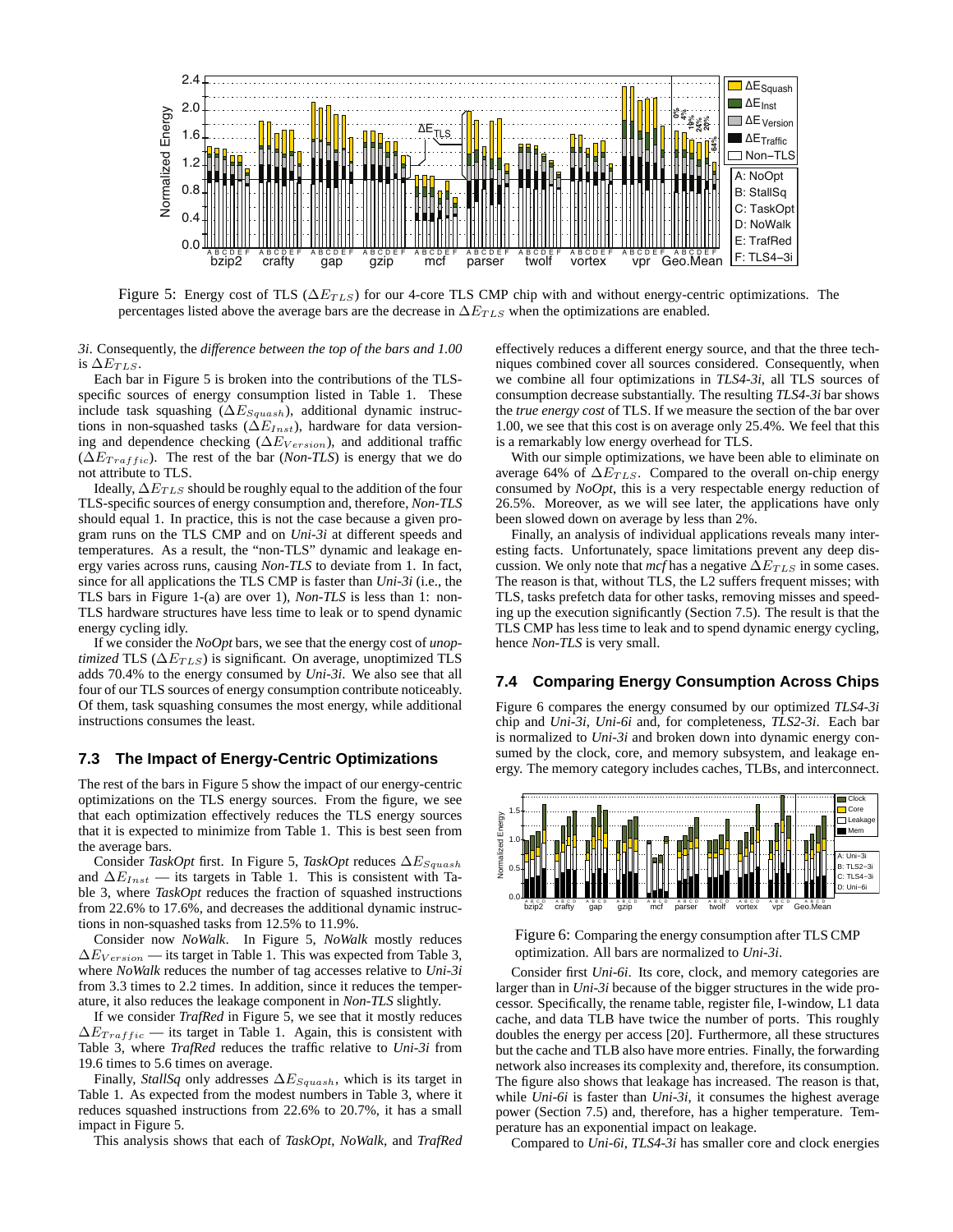Figure 5: Energy cost of TLS ($\Delta E_{TLS}$) for our 4-core TLS CMP chip with and without energy-centric optimizations. The percentages listed above the average bars are the decrease in $\Delta E_{TLS}$ when the optimizations are enabled.

*3i*. Consequently, the *difference between the top of the bars and 1.00* is $\Delta E_{TLS}$.

Each bar in Figure 5 is broken into the contributions of the TLS-specific sources of energy consumption listed in Table 1. These include task squashing ($\Delta E_{Squash}$), additional dynamic instructions in non-squashed tasks ($\Delta E_{Inst}$), hardware for data versioning and dependence checking ($\Delta E_{Version}$), and additional traffic ($\Delta E_{Traffic}$). The rest of the bar (*Non-TLS*) is energy that we do not attribute to TLS.

Ideally, $\Delta E_{TLS}$ should be roughly equal to the addition of the four TLS-specific sources of energy consumption and, therefore, *Non-TLS* should equal 1. In practice, this is not the case because a given program runs on the TLS CMP and on *Uni-3i* at different speeds and temperatures. As a result, the "non-TLS" dynamic and leakage energy varies across runs, causing *Non-TLS* to deviate from 1. In fact, since for all applications the TLS CMP is faster than *Uni-3i* (i.e., the TLS bars in Figure 1-(a) are over 1), *Non-TLS* is less than 1: non-TLS hardware structures have less time to leak or to spend dynamic energy cycling idly.

If we consider the *NoOpt* bars, we see that the energy cost of *unoptimized* TLS ($\Delta E_{TLS}$) is significant. On average, unoptimized TLS adds 70.4% to the energy consumed by *Uni-3i*. We also see that all four of our TLS sources of energy consumption contribute noticeably. Of them, task squashing consumes the most energy, while additional instructions consumes the least.

### 7.3 The Impact of Energy-Centric Optimizations

The rest of the bars in Figure 5 show the impact of our energy-centric optimizations on the TLS energy sources. From the figure, we see that each optimization effectively reduces the TLS energy sources that it is expected to minimize from Table 1. This is best seen from the average bars.

Consider *TaskOpt* first. In Figure 5, *TaskOpt* reduces $\Delta E_{Squash}$ and $\Delta E_{Inst}$ — its targets in Table 1. This is consistent with Table 3, where *TaskOpt* reduces the fraction of squashed instructions from 22.6% to 17.6%, and decreases the additional dynamic instructions in non-squashed tasks from 12.5% to 11.9%.

Consider now *NoWalk*. In Figure 5, *NoWalk* mostly reduces $\Delta E_{Version}$ — its target in Table 1. This was expected from Table 3, where *NoWalk* reduces the number of tag accesses relative to *Uni-3i* from 3.3 times to 2.2 times. In addition, since it reduces the temperature, it also reduces the leakage component in *Non-TLS* slightly.

If we consider *TrafRed* in Figure 5, we see that it mostly reduces $\Delta E_{Traffic}$ — its target in Table 1. Again, this is consistent with Table 3, where *TrafRed* reduces the traffic relative to *Uni-3i* from 19.6 times to 5.6 times on average.

Finally, *StallSq* only addresses $\Delta E_{Squash}$, which is its target in Table 1. As expected from the modest numbers in Table 3, where it reduces squashed instructions from 22.6% to 20.7%, it has a small impact in Figure 5.

This analysis shows that each of *TaskOpt*, *NoWalk*, and *TrafRed* effectively reduces a different energy source, and that the three techniques combined cover all sources considered. Consequently, when we combine all four optimizations in *TLS4-3i*, all TLS sources of consumption decrease substantially. The resulting *TLS4-3i* bar shows the *true energy cost* of TLS. If we measure the section of the bar over 1.00, we see that this cost is on average only 25.4%. We feel that this is a remarkably low energy overhead for TLS.

With our simple optimizations, we have been able to eliminate on average 64% of $\Delta E_{TLS}$. Compared to the overall on-chip energy consumed by *NoOpt*, this is a very respectable energy reduction of 26.5%. Moreover, as we will see later, the applications have only been slowed down on average by less than 2%.

Finally, an analysis of individual applications reveals many interesting facts. Unfortunately, space limitations prevent any deep discussion. We only note that *mcf* has a negative $\Delta E_{TLS}$ in some cases. The reason is that, without TLS, the L2 suffers frequent misses; with TLS, tasks prefetch data for other tasks, removing misses and speeding up the execution significantly (Section 7.5). The result is that the TLS CMP has less time to leak and to spend dynamic energy cycling, hence *Non-TLS* is very small.

### 7.4 Comparing Energy Consumption Across Chips

Figure 6 compares the energy consumed by our optimized *TLS4-3i* chip and *Uni-3i*, *Uni-6i* and, for completeness, *TLS2-3i*. Each bar is normalized to *Uni-3i* and broken down into dynamic energy consumed by the clock, core, and memory subsystem, and leakage energy. The memory category includes caches, TLBs, and interconnect.

Figure 6: Comparing the energy consumption after TLS CMP optimization. All bars are normalized to *Uni-3i*.

Consider first *Uni-6i*. Its core, clock, and memory categories are larger than in *Uni-3i* because of the bigger structures in the wide processor. Specifically, the rename table, register file, I-window, L1 data cache, and data TLB have twice the number of ports. This roughly doubles the energy per access [20]. Furthermore, all these structures but the cache and TLB also have more entries. Finally, the forwarding network also increases its complexity and, therefore, its consumption. The figure also shows that leakage has increased. The reason is that, while *Uni-6i* is faster than *Uni-3i*, it consumes the highest average power (Section 7.5) and, therefore, has a higher temperature. Temperature has an exponential impact on leakage.

Compared to *Uni-6i*, *TLS4-3i* has smaller core and clock energies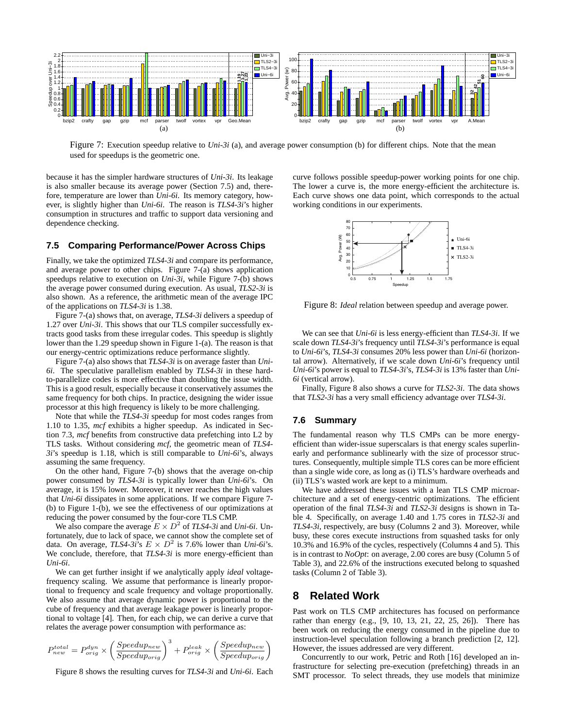Figure 7: Execution speedup relative to *Uni-3i* (a), and average power consumption (b) for different chips. Note that the mean used for speedups is the geometric one.

because it has the simpler hardware structures of *Uni-3i*. Its leakage is also smaller because its average power (Section 7.5) and, therefore, temperature are lower than *Uni-6i*. Its memory category, however, is slightly higher than *Uni-6i*. The reason is *TLS4-3i*'s higher consumption in structures and traffic to support data versioning and dependence checking.

### 7.5 Comparing Performance/Power Across Chips

Finally, we take the optimized *TLS4-3i* and compare its performance, and average power to other chips. Figure 7-(a) shows application speedups relative to execution on *Uni-3i*, while Figure 7-(b) shows the average power consumed during execution. As usual, *TLS2-3i* is also shown. As a reference, the arithmetic mean of the average IPC of the applications on *TLS4-3i* is 1.38.

Figure 7-(a) shows that, on average, *TLS4-3i* delivers a speedup of 1.27 over *Uni-3i*. This shows that our TLS compiler successfully extracts good tasks from these irregular codes. This speedup is slightly lower than the 1.29 speedup shown in Figure 1-(a). The reason is that our energy-centric optimizations reduce performance slightly.

Figure 7-(a) also shows that *TLS4-3i* is on average faster than *Uni-6i*. The speculative parallelism enabled by *TLS4-3i* in these hard-to-parallelize codes is more effective than doubling the issue width. This is a good result, especially because it conservatively assumes the same frequency for both chips. In practice, designing the wider issue processor at this high frequency is likely to be more challenging.

Note that while the *TLS4-3i* speedup for most codes ranges from 1.10 to 1.35, *mcf* exhibits a higher speedup. As indicated in Section 7.3, *mcf* benefits from constructive data prefetching into L2 by TLS tasks. Without considering *mcf*, the geometric mean of *TLS4-3i*'s speedup is 1.18, which is still comparable to *Uni-6i*'s, always assuming the same frequency.

On the other hand, Figure 7-(b) shows that the average on-chip power consumed by *TLS4-3i* is typically lower than *Uni-6i*'s. On average, it is 15% lower. Moreover, it never reaches the high values that *Uni-6i* dissipates in some applications. If we compare Figure 7-(b) to Figure 1-(b), we see the effectiveness of our optimizations at reducing the power consumed by the four-core TLS CMP.

We also compare the average $E \times D^2$ of *TLS4-3i* and *Uni-6i*. Unfortunately, due to lack of space, we cannot show the complete set of data. On average, *TLS4-3i*'s $E \times D^2$ is 7.6% lower than *Uni-6i*'s. We conclude, therefore, that *TLS4-3i* is more energy-efficient than *Uni-6i*.

We can get further insight if we analytically apply *ideal* voltage-frequency scaling. We assume that performance is linearly proportional to frequency and scale frequency and voltage proportionally. We also assume that average dynamic power is proportional to the cube of frequency and that average leakage power is linearly proportional to voltage [4]. Then, for each chip, we can derive a curve that relates the average power consumption with performance as:

$$P_{new}^{total} = P_{orig}^{dyn} \times \left(\frac{Speedup_{new}}{Speedup_{orig}}\right)^3 + P_{orig}^{leak} \times \left(\frac{Speedup_{new}}{Speedup_{orig}}\right)$$

Figure 8 shows the resulting curves for *TLS4-3i* and *Uni-6i*. Each curve follows possible speedup-power working points for one chip. The lower a curve is, the more energy-efficient the architecture is. Each curve shows one data point, which corresponds to the actual working conditions in our experiments.

Figure 8: *Ideal* relation between speedup and average power.

We can see that *Uni-6i* is less energy-efficient than *TLS4-3i*. If we scale down *TLS4-3i*'s frequency until *TLS4-3i*'s performance is equal to *Uni-6i*'s, *TLS4-3i* consumes 20% less power than *Uni-6i* (horizontal arrow). Alternatively, if we scale down *Uni-6i*'s frequency until *Uni-6i*'s power is equal to *TLS4-3i*'s, *TLS4-3i* is 13% faster than *Uni-6i* (vertical arrow).

Finally, Figure 8 also shows a curve for *TLS2-3i*. The data shows that *TLS2-3i* has a very small efficiency advantage over *TLS4-3i*.

### 7.6 Summary

The fundamental reason why TLS CMPs can be more energy-efficient than wider-issue superscalars is that energy scales superlinearly and performance sublinearly with the size of processor structures. Consequently, multiple simple TLS cores can be more efficient than a single wide core, as long as (i) TLS's hardware overheads and (ii) TLS's wasted work are kept to a minimum.

We have addressed these issues with a lean TLS CMP microarchitecture and a set of energy-centric optimizations. The efficient operation of the final *TLS4-3i* and *TLS2-3i* designs is shown in Table 4. Specifically, on average 1.40 and 1.75 cores in *TLS2-3i* and *TLS4-3i*, respectively, are busy (Columns 2 and 3). Moreover, while busy, these cores execute instructions from squashed tasks for only 10.3% and 16.9% of the cycles, respectively (Columns 4 and 5). This is in contrast to *NoOpt*: on average, 2.00 cores are busy (Column 5 of Table 3), and 22.6% of the instructions executed belong to squashed tasks (Column 2 of Table 3).

## 8 Related Work

Past work on TLS CMP architectures has focused on performance rather than energy (e.g., [9, 10, 13, 21, 22, 25, 26]). There has been work on reducing the energy consumed in the pipeline due to instruction-level speculation following a branch prediction [2, 12]. However, the issues addressed are very different.

Concurrently to our work, Petric and Roth [16] developed an infrastructure for selecting pre-execution (prefetching) threads in an SMT processor. To select threads, they use models that minimize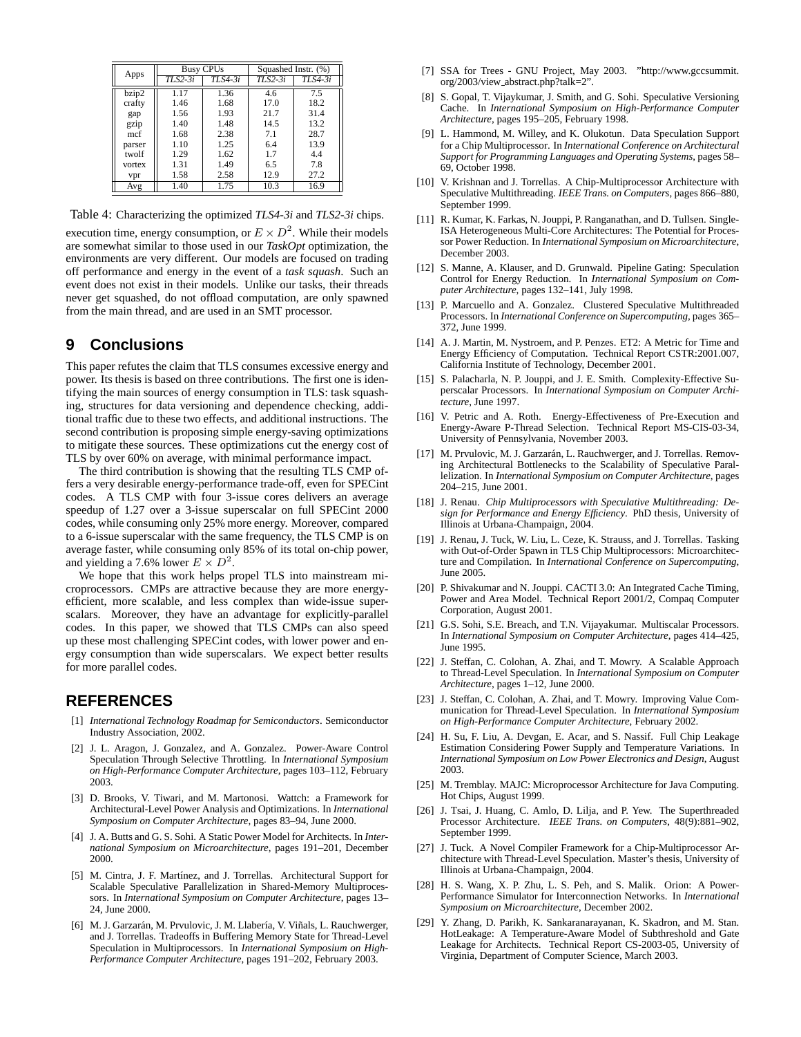| Apps | Busy CPUs | | Squashed Instr. (%) | |
|---|---|---|---|---|
| | *TLS2-3i* | *TLS4-3i* | *TLS2-3i* | *TLS4-3i* |
| bzip2 | 1.17 | 1.36 | 4.6 | 7.5 |
| crafty | 1.46 | 1.68 | 17.0 | 18.2 |
| gap | 1.56 | 1.93 | 21.7 | 31.4 |
| gzip | 1.40 | 1.48 | 14.5 | 13.2 |
| mcf | 1.68 | 2.38 | 7.1 | 28.7 |
| parser | 1.10 | 1.25 | 6.4 | 13.9 |
| twolf | 1.29 | 1.62 | 1.7 | 4.4 |
| vortex | 1.31 | 1.49 | 6.5 | 7.8 |
| vpr | 1.58 | 2.58 | 12.9 | 27.2 |
| Avg | 1.40 | 1.75 | 10.3 | 16.9 |

Table 4: Characterizing the optimized *TLS4-3i* and *TLS2-3i* chips.

execution time, energy consumption, or $E \times D^2$. While their models are somewhat similar to those used in our *TaskOpt* optimization, the environments are very different. Our models are focused on trading off performance and energy in the event of a *task squash*. Such an event does not exist in their models. Unlike our tasks, their threads never get squashed, do not offload computation, are only spawned from the main thread, and are used in an SMT processor.

## 9 Conclusions

This paper refutes the claim that TLS consumes excessive energy and power. Its thesis is based on three contributions. The first one is identifying the main sources of energy consumption in TLS: task squashing, structures for data versioning and dependence checking, additional traffic due to these two effects, and additional instructions. The second contribution is proposing simple energy-saving optimizations to mitigate these sources. These optimizations cut the energy cost of TLS by over 60% on average, with minimal performance impact.

The third contribution is showing that the resulting TLS CMP offers a very desirable energy-performance trade-off, even for SPECint codes. A TLS CMP with four 3-issue cores delivers an average speedup of 1.27 over a 3-issue superscalar on full SPECint 2000 codes, while consuming only 25% more energy. Moreover, compared to a 6-issue superscalar with the same frequency, the TLS CMP is on average faster, while consuming only 85% of its total on-chip power, and yielding a 7.6% lower $E \times D^2$.

We hope that this work helps propel TLS into mainstream microprocessors. CMPs are attractive because they are more energy-efficient, more scalable, and less complex than wide-issue superscalars. Moreover, they have an advantage for explicitly-parallel codes. In this paper, we showed that TLS CMPs can also speed up these most challenging SPECint codes, with lower power and energy consumption than wide superscalars. We expect better results for more parallel codes.

## REFERENCES

[1] *International Technology Roadmap for Semiconductors*. Semiconductor Industry Association, 2002.

[2] J. L. Aragon, J. Gonzalez, and A. Gonzalez. Power-Aware Control Speculation Through Selective Throttling. In *International Symposium on High-Performance Computer Architecture*, pages 103–112, February 2003.

[3] D. Brooks, V. Tiwari, and M. Martonosi. Wattch: a Framework for Architectural-Level Power Analysis and Optimizations. In *International Symposium on Computer Architecture*, pages 83–94, June 2000.

[4] J. A. Butts and G. S. Sohi. A Static Power Model for Architects. In *International Symposium on Microarchitecture*, pages 191–201, December 2000.

[5] M. Cintra, J. F. Martínez, and J. Torrellas. Architectural Support for Scalable Speculative Parallelization in Shared-Memory Multiprocessors. In *International Symposium on Computer Architecture*, pages 13–24, June 2000.

[6] M. J. Garzarán, M. Prvulovic, J. M. Llabería, V. Viñals, L. Rauchwerger, and J. Torrellas. Tradeoffs in Buffering Memory State for Thread-Level Speculation in Multiprocessors. In *International Symposium on High-Performance Computer Architecture*, pages 191–202, February 2003.

[7] SSA for Trees - GNU Project, May 2003. "http://www.gccsummit.org/2003/view_abstract.php?talk=2".

[8] S. Gopal, T. Vijaykumar, J. Smith, and G. Sohi. Speculative Versioning Cache. In *International Symposium on High-Performance Computer Architecture*, pages 195–205, February 1998.

[9] L. Hammond, M. Willey, and K. Olukotun. Data Speculation Support for a Chip Multiprocessor. In *International Conference on Architectural Support for Programming Languages and Operating Systems*, pages 58–69, October 1998.

[10] V. Krishnan and J. Torrellas. A Chip-Multiprocessor Architecture with Speculative Multithreading. *IEEE Trans. on Computers*, pages 866–880, September 1999.

[11] R. Kumar, K. Farkas, N. Jouppi, P. Ranganathan, and D. Tullsen. Single-ISA Heterogeneous Multi-Core Architectures: The Potential for Processor Power Reduction. In *International Symposium on Microarchitecture*, December 2003.

[12] S. Manne, A. Klauser, and D. Grunwald. Pipeline Gating: Speculation Control for Energy Reduction. In *International Symposium on Computer Architecture*, pages 132–141, July 1998.

[13] P. Marcuello and A. Gonzalez. Clustered Speculative Multithreaded Processors. In *International Conference on Supercomputing*, pages 365–372, June 1999.

[14] A. J. Martin, M. Nystroem, and P. Penzes. ET2: A Metric for Time and Energy Efficiency of Computation. Technical Report CSTR:2001.007, California Institute of Technology, December 2001.

[15] S. Palacharla, N. P. Jouppi, and J. E. Smith. Complexity-Effective Superscalar Processors. In *International Symposium on Computer Architecture*, June 1997.

[16] V. Petric and A. Roth. Energy-Effectiveness of Pre-Execution and Energy-Aware P-Thread Selection. Technical Report MS-CIS-03-34, University of Pennsylvania, November 2003.

[17] M. Prvulovic, M. J. Garzarán, L. Rauchwerger, and J. Torrellas. Removing Architectural Bottlenecks to the Scalability of Speculative Parallelization. In *International Symposium on Computer Architecture*, pages 204–215, June 2001.

[18] J. Renau. *Chip Multiprocessors with Speculative Multithreading: Design for Performance and Energy Efficiency*. PhD thesis, University of Illinois at Urbana-Champaign, 2004.

[19] J. Renau, J. Tuck, W. Liu, L. Ceze, K. Strauss, and J. Torrellas. Tasking with Out-of-Order Spawn in TLS Chip Multiprocessors: Microarchitecture and Compilation. In *International Conference on Supercomputing*, June 2005.

[20] P. Shivakumar and N. Jouppi. CACTI 3.0: An Integrated Cache Timing, Power and Area Model. Technical Report 2001/2, Compaq Computer Corporation, August 2001.

[21] G.S. Sohi, S.E. Breach, and T.N. Vijayakumar. Multiscalar Processors. In *International Symposium on Computer Architecture*, pages 414–425, June 1995.

[22] J. Steffan, C. Colohan, A. Zhai, and T. Mowry. A Scalable Approach to Thread-Level Speculation. In *International Symposium on Computer Architecture*, pages 1–12, June 2000.

[23] J. Steffan, C. Colohan, A. Zhai, and T. Mowry. Improving Value Communication for Thread-Level Speculation. In *International Symposium on High-Performance Computer Architecture*, February 2002.

[24] H. Su, F. Liu, A. Devgan, E. Acar, and S. Nassif. Full Chip Leakage Estimation Considering Power Supply and Temperature Variations. In *International Symposium on Low Power Electronics and Design*, August 2003.

[25] M. Tremblay. MAJC: Microprocessor Architecture for Java Computing. Hot Chips, August 1999.

[26] J. Tsai, J. Huang, C. Amlo, D. Lilja, and P. Yew. The Superthreaded Processor Architecture. *IEEE Trans. on Computers*, 48(9):881–902, September 1999.

[27] J. Tuck. A Novel Compiler Framework for a Chip-Multiprocessor Architecture with Thread-Level Speculation. Master's thesis, University of Illinois at Urbana-Champaign, 2004.

[28] H. S. Wang, X. P. Zhu, L. S. Peh, and S. Malik. Orion: A Power-Performance Simulator for Interconnection Networks. In *International Symposium on Microarchitecture*, December 2002.

[29] Y. Zhang, D. Parikh, K. Sankaranarayanan, K. Skadron, and M. Stan. HotLeakage: A Temperature-Aware Model of Subthreshold and Gate Leakage for Architects. Technical Report CS-2003-05, University of Virginia, Department of Computer Science, March 2003.